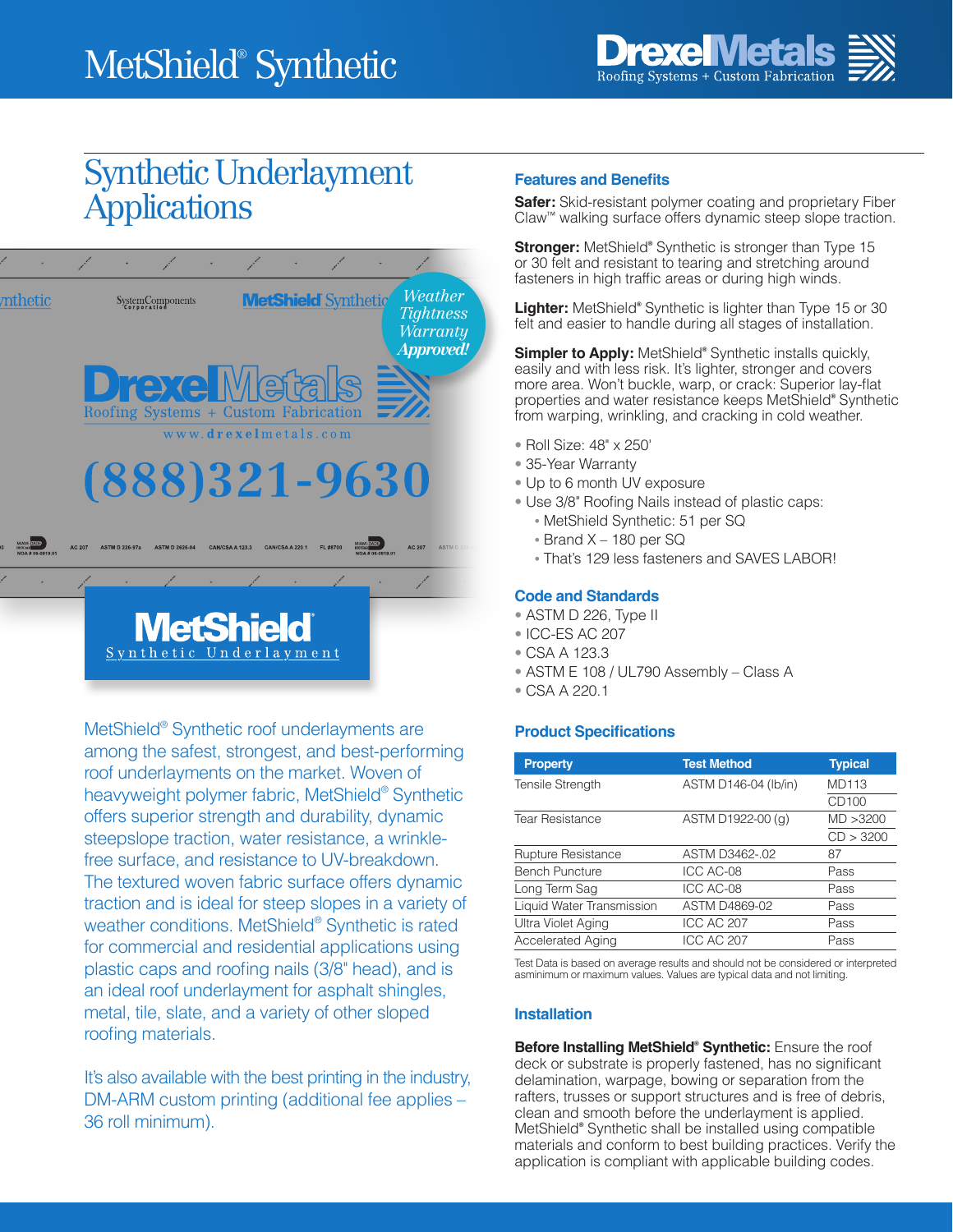# MetShield® Synthetic

## Synthetic Underlayment Applications

MetShield® Synthetic roof underlayments are among the safest, strongest, and best-performing roof underlayments on the market. Woven of heavyweight polymer fabric, MetShield® Synthetic offers superior strength and durability, dynamic steepslope traction, water resistance, a wrinkle-free surface, and resistance to UV-breakdown. The textured woven fabric surface offers dynamic traction and is ideal for steep slopes in a variety of weather conditions. MetShield® Synthetic is rated for commercial and residential applications using plastic caps and roofing nails (3/8" head), and is an ideal roof underlayment for asphalt shingles, metal, tile, slate, and a variety of other sloped roofing materials.

It's also available with the best printing in the industry, DM-ARM custom printing (additional fee applies – 36 roll minimum).

### Features and Benefits

**Safer:** Skid-resistant polymer coating and proprietary Fiber Claw™ walking surface offers dynamic steep slope traction.

**Stronger:** MetShield® Synthetic is stronger than Type 15 or 30 felt and resistant to tearing and stretching around fasteners in high traffic areas or during high winds.

**Lighter:** MetShield® Synthetic is lighter than Type 15 or 30 felt and easier to handle during all stages of installation.

**Simpler to Apply:** MetShield® Synthetic installs quickly, easily and with less risk. It's lighter, stronger and covers more area. Won't buckle, warp, or crack: Superior lay-flat properties and water resistance keeps MetShield® Synthetic from warping, wrinkling, and cracking in cold weather.

- Roll Size: 48" x 250'
- 35-Year Warranty
- Up to 6 month UV exposure
- Use 3/8" Roofing Nails instead of plastic caps:
  - MetShield Synthetic: 51 per SQ
  - Brand X – 180 per SQ
  - That's 129 less fasteners and SAVES LABOR!

### Code and Standards

- ASTM D 226, Type II
- ICC-ES AC 207
- CSA A 123.3
- ASTM E 108 / UL790 Assembly – Class A
- CSA A 220.1

### Product Specifications

| Property | Test Method | Typical |
|---|---|---|
| Tensile Strength | ASTM D146-04 (lb/in) | MD113 |
| | | CD100 |
| Tear Resistance | ASTM D1922-00 (g) | MD >3200 |
| | | CD > 3200 |
| Rupture Resistance | ASTM D3462-.02 | 87 |
| Bench Puncture | ICC AC-08 | Pass |
| Long Term Sag | ICC AC-08 | Pass |
| Liquid Water Transmission | ASTM D4869-02 | Pass |
| Ultra Violet Aging | ICC AC 207 | Pass |
| Accelerated Aging | ICC AC 207 | Pass |

Test Data is based on average results and should not be considered or interpreted asminimum or maximum values. Values are typical data and not limiting.

### Installation

**Before Installing MetShield® Synthetic:** Ensure the roof deck or substrate is properly fastened, has no significant delamination, warpage, bowing or separation from the rafters, trusses or support structures and is free of debris, clean and smooth before the underlayment is applied. MetShield® Synthetic shall be installed using compatible materials and conform to best building practices. Verify the application is compliant with applicable building codes.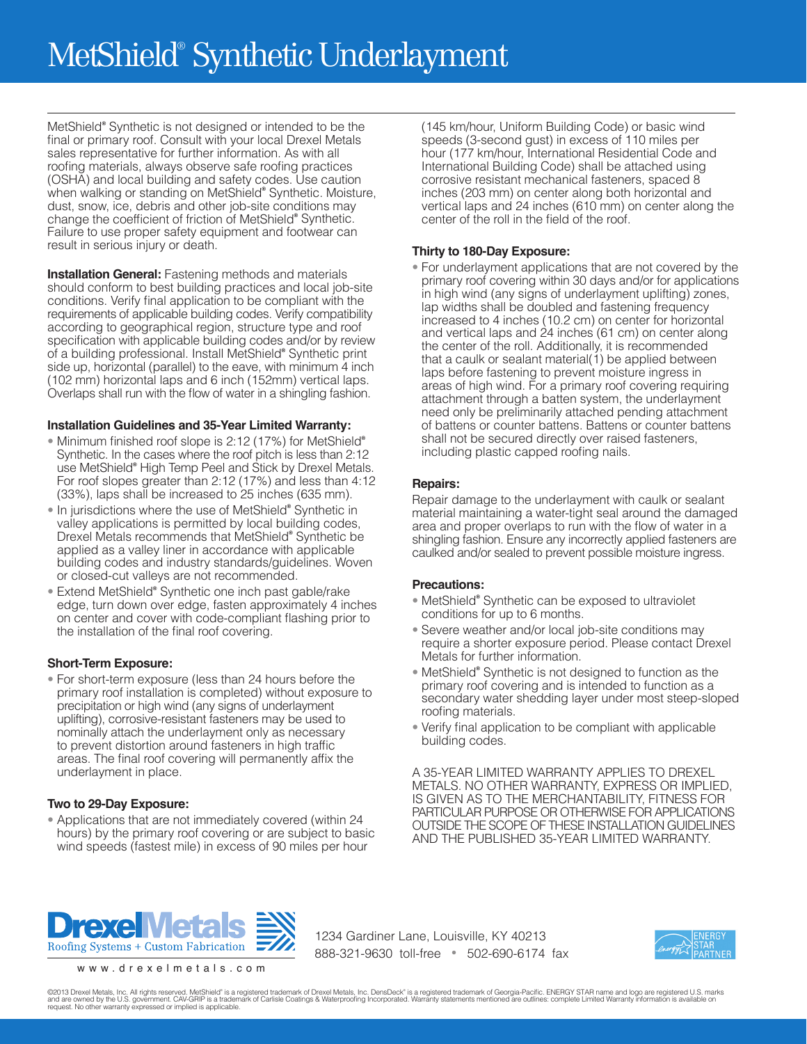# MetShield® Synthetic Underlayment

MetShield® Synthetic is not designed or intended to be the final or primary roof. Consult with your local Drexel Metals sales representative for further information. As with all roofing materials, always observe safe roofing practices (OSHA) and local building and safety codes. Use caution when walking or standing on MetShield® Synthetic. Moisture, dust, snow, ice, debris and other job-site conditions may change the coefficient of friction of MetShield® Synthetic. Failure to use proper safety equipment and footwear can result in serious injury or death.

**Installation General:** Fastening methods and materials should conform to best building practices and local job-site conditions. Verify final application to be compliant with the requirements of applicable building codes. Verify compatibility according to geographical region, structure type and roof specification with applicable building codes and/or by review of a building professional. Install MetShield® Synthetic print side up, horizontal (parallel) to the eave, with minimum 4 inch (102 mm) horizontal laps and 6 inch (152mm) vertical laps. Overlaps shall run with the flow of water in a shingling fashion.

### Installation Guidelines and 35-Year Limited Warranty:

- Minimum finished roof slope is 2:12 (17%) for MetShield® Synthetic. In the cases where the roof pitch is less than 2:12 use MetShield® High Temp Peel and Stick by Drexel Metals. For roof slopes greater than 2:12 (17%) and less than 4:12 (33%), laps shall be increased to 25 inches (635 mm).
- In jurisdictions where the use of MetShield® Synthetic in valley applications is permitted by local building codes, Drexel Metals recommends that MetShield® Synthetic be applied as a valley liner in accordance with applicable building codes and industry standards/guidelines. Woven or closed-cut valleys are not recommended.
- Extend MetShield® Synthetic one inch past gable/rake edge, turn down over edge, fasten approximately 4 inches on center and cover with code-compliant flashing prior to the installation of the final roof covering.

### Short-Term Exposure:

- For short-term exposure (less than 24 hours before the primary roof installation is completed) without exposure to precipitation or high wind (any signs of underlayment uplifting), corrosive-resistant fasteners may be used to nominally attach the underlayment only as necessary to prevent distortion around fasteners in high traffic areas. The final roof covering will permanently affix the underlayment in place.

### Two to 29-Day Exposure:

- Applications that are not immediately covered (within 24 hours) by the primary roof covering or are subject to basic wind speeds (fastest mile) in excess of 90 miles per hour (145 km/hour, Uniform Building Code) or basic wind speeds (3-second gust) in excess of 110 miles per hour (177 km/hour, International Residential Code and International Building Code) shall be attached using corrosive resistant mechanical fasteners, spaced 8 inches (203 mm) on center along both horizontal and vertical laps and 24 inches (610 mm) on center along the center of the roll in the field of the roof.

### Thirty to 180-Day Exposure:

- For underlayment applications that are not covered by the primary roof covering within 30 days and/or for applications in high wind (any signs of underlayment uplifting) zones, lap widths shall be doubled and fastening frequency increased to 4 inches (10.2 cm) on center for horizontal and vertical laps and 24 inches (61 cm) on center along the center of the roll. Additionally, it is recommended that a caulk or sealant material(1) be applied between laps before fastening to prevent moisture ingress in areas of high wind. For a primary roof covering requiring attachment through a batten system, the underlayment need only be preliminarily attached pending attachment of battens or counter battens. Battens or counter battens shall not be secured directly over raised fasteners, including plastic capped roofing nails.

### Repairs:

Repair damage to the underlayment with caulk or sealant material maintaining a water-tight seal around the damaged area and proper overlaps to run with the flow of water in a shingling fashion. Ensure any incorrectly applied fasteners are caulked and/or sealed to prevent possible moisture ingress.

### Precautions:

- MetShield® Synthetic can be exposed to ultraviolet conditions for up to 6 months.
- Severe weather and/or local job-site conditions may require a shorter exposure period. Please contact Drexel Metals for further information.
- MetShield® Synthetic is not designed to function as the primary roof covering and is intended to function as a secondary water shedding layer under most steep-sloped roofing materials.
- Verify final application to be compliant with applicable building codes.

A 35-YEAR LIMITED WARRANTY APPLIES TO DREXEL METALS. NO OTHER WARRANTY, EXPRESS OR IMPLIED, IS GIVEN AS TO THE MERCHANTABILITY, FITNESS FOR PARTICULAR PURPOSE OR OTHERWISE FOR APPLICATIONS OUTSIDE THE SCOPE OF THESE INSTALLATION GUIDELINES AND THE PUBLISHED 35-YEAR LIMITED WARRANTY.

Drexel Metals
Roofing Systems + Custom Fabrication
www.drexelmetals.com

1234 Gardiner Lane, Louisville, KY 40213
888-321-9630 toll-free • 502-690-6174 fax

ENERGY STAR PARTNER

©2013 Drexel Metals, Inc. All rights reserved. MetShield® is a registered trademark of Drexel Metals, Inc. DensDeck® is a registered trademark of Georgia-Pacific. ENERGY STAR name and logo are registered U.S. marks and are owned by the U.S. government. CAV-GRIP is a trademark of Carlisle Coatings & Waterproofing Incorporated. Warranty statements mentioned are outlines: complete Limited Warranty information is available on request. No other warranty expressed or implied is applicable.